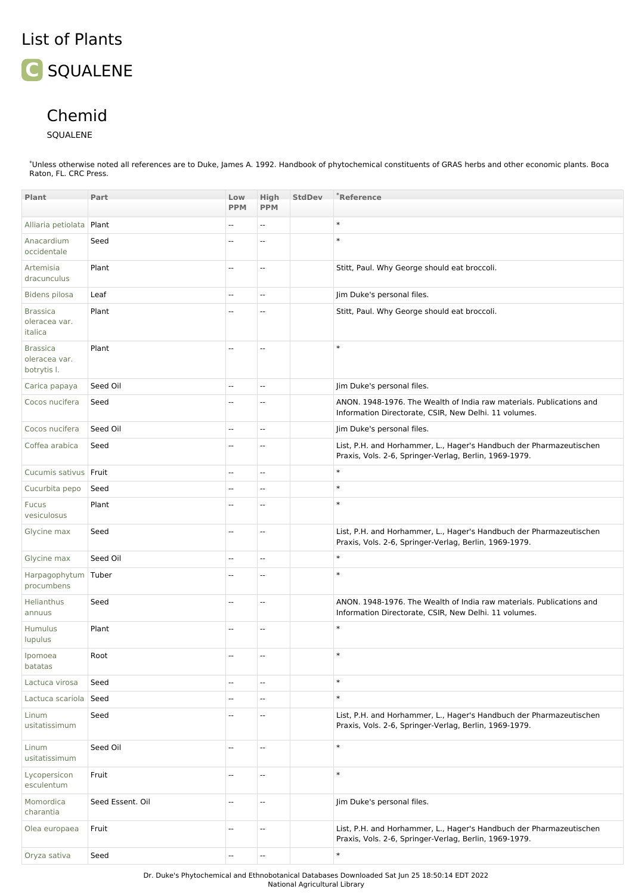# List of Plants

## C SQUALENE

### Chemid

SQUALENE

*Unless otherwise noted all references are to Duke, James A. 1992. Handbook of phytochemical constituents of GRAS herbs and other economic plants. Boca Raton, FL. CRC Press.

| Plant | Part | Low PPM | High PPM | StdDev | *Reference |
|---|---|---|---|---|---|
| Alliaria petiolata | Plant | -- | -- | | * |
| Anacardium occidentale | Seed | -- | -- | | * |
| Artemisia dracunculus | Plant | -- | -- | | Stitt, Paul. Why George should eat broccoli. |
| Bidens pilosa | Leaf | -- | -- | | Jim Duke's personal files. |
| Brassica oleracea var. italica | Plant | -- | -- | | Stitt, Paul. Why George should eat broccoli. |
| Brassica oleracea var. botrytis l. | Plant | -- | -- | | * |
| Carica papaya | Seed Oil | -- | -- | | Jim Duke's personal files. |
| Cocos nucifera | Seed | -- | -- | | ANON. 1948-1976. The Wealth of India raw materials. Publications and Information Directorate, CSIR, New Delhi. 11 volumes. |
| Cocos nucifera | Seed Oil | -- | -- | | Jim Duke's personal files. |
| Coffea arabica | Seed | -- | -- | | List, P.H. and Horhammer, L., Hager's Handbuch der Pharmazeutischen Praxis, Vols. 2-6, Springer-Verlag, Berlin, 1969-1979. |
| Cucumis sativus | Fruit | -- | -- | | * |
| Cucurbita pepo | Seed | -- | -- | | * |
| Fucus vesiculosus | Plant | -- | -- | | * |
| Glycine max | Seed | -- | -- | | List, P.H. and Horhammer, L., Hager's Handbuch der Pharmazeutischen Praxis, Vols. 2-6, Springer-Verlag, Berlin, 1969-1979. |
| Glycine max | Seed Oil | -- | -- | | * |
| Harpagophytum procumbens | Tuber | -- | -- | | * |
| Helianthus annuus | Seed | -- | -- | | ANON. 1948-1976. The Wealth of India raw materials. Publications and Information Directorate, CSIR, New Delhi. 11 volumes. |
| Humulus lupulus | Plant | -- | -- | | * |
| Ipomoea batatas | Root | -- | -- | | * |
| Lactuca virosa | Seed | -- | -- | | * |
| Lactuca scariola | Seed | -- | -- | | * |
| Linum usitatissimum | Seed | -- | -- | | List, P.H. and Horhammer, L., Hager's Handbuch der Pharmazeutischen Praxis, Vols. 2-6, Springer-Verlag, Berlin, 1969-1979. |
| Linum usitatissimum | Seed Oil | -- | -- | | * |
| Lycopersicon esculentum | Fruit | -- | -- | | * |
| Momordica charantia | Seed Essent. Oil | -- | -- | | Jim Duke's personal files. |
| Olea europaea | Fruit | -- | -- | | List, P.H. and Horhammer, L., Hager's Handbuch der Pharmazeutischen Praxis, Vols. 2-6, Springer-Verlag, Berlin, 1969-1979. |
| Oryza sativa | Seed | -- | -- | | * |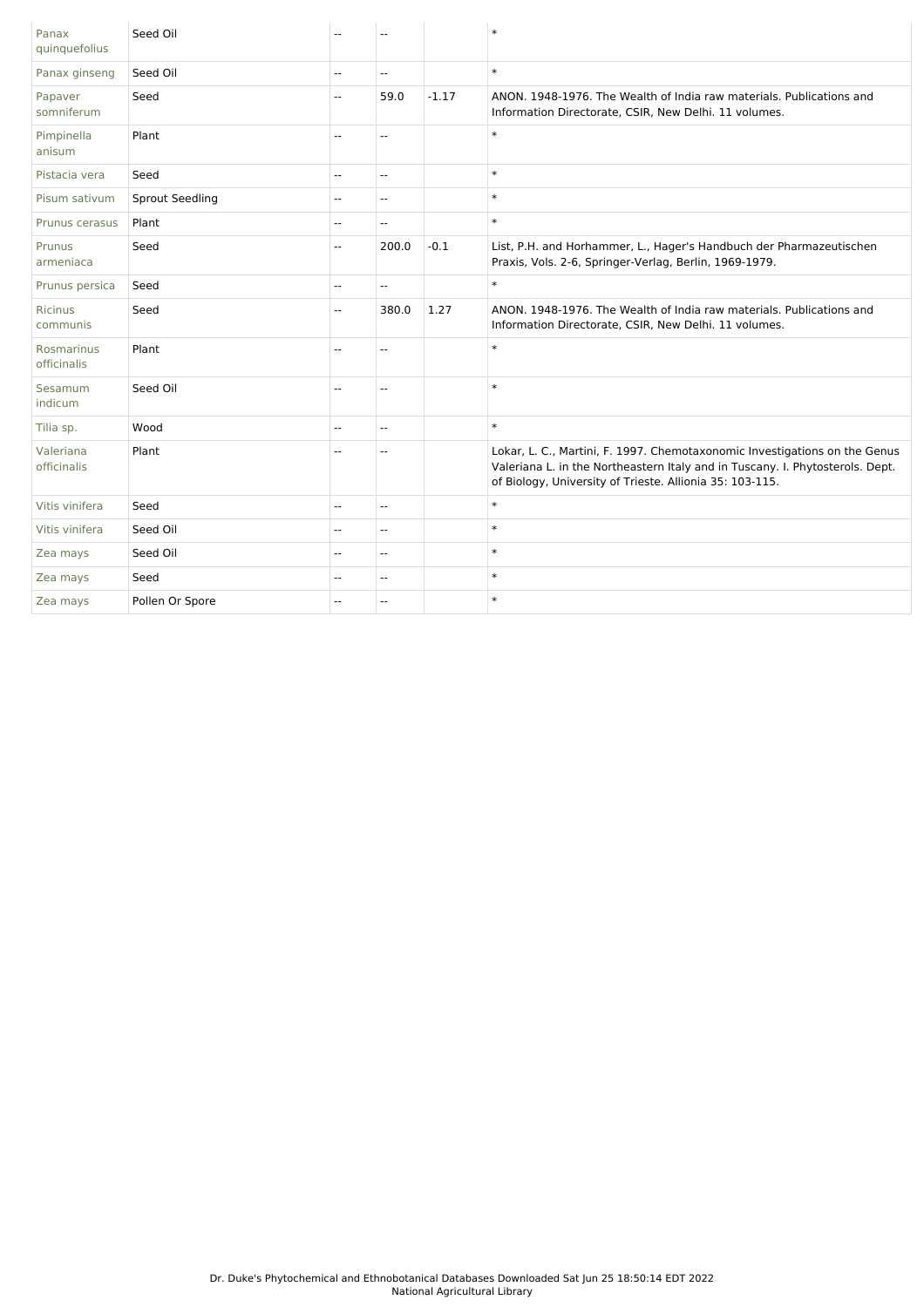| | | | | | |
|---|---|---|---|---|---|
| Panax quinquefolius | Seed Oil | -- | -- | | * |
| Panax ginseng | Seed Oil | -- | -- | | * |
| Papaver somniferum | Seed | -- | 59.0 | -1.17 | ANON. 1948-1976. The Wealth of India raw materials. Publications and Information Directorate, CSIR, New Delhi. 11 volumes. |
| Pimpinella anisum | Plant | -- | -- | | * |
| Pistacia vera | Seed | -- | -- | | * |
| Pisum sativum | Sprout Seedling | -- | -- | | * |
| Prunus cerasus | Plant | -- | -- | | * |
| Prunus armeniaca | Seed | -- | 200.0 | -0.1 | List, P.H. and Horhammer, L., Hager's Handbuch der Pharmazeutischen Praxis, Vols. 2-6, Springer-Verlag, Berlin, 1969-1979. |
| Prunus persica | Seed | -- | -- | | * |
| Ricinus communis | Seed | -- | 380.0 | 1.27 | ANON. 1948-1976. The Wealth of India raw materials. Publications and Information Directorate, CSIR, New Delhi. 11 volumes. |
| Rosmarinus officinalis | Plant | -- | -- | | * |
| Sesamum indicum | Seed Oil | -- | -- | | * |
| Tilia sp. | Wood | -- | -- | | * |
| Valeriana officinalis | Plant | -- | -- | | Lokar, L. C., Martini, F. 1997. Chemotaxonomic Investigations on the Genus Valeriana L. in the Northeastern Italy and in Tuscany. I. Phytosterols. Dept. of Biology, University of Trieste. Allionia 35: 103-115. |
| Vitis vinifera | Seed | -- | -- | | * |
| Vitis vinifera | Seed Oil | -- | -- | | * |
| Zea mays | Seed Oil | -- | -- | | * |
| Zea mays | Seed | -- | -- | | * |
| Zea mays | Pollen Or Spore | -- | -- | | * |

Dr. Duke's Phytochemical and Ethnobotanical Databases Downloaded Sat Jun 25 18:50:14 EDT 2022
National Agricultural Library